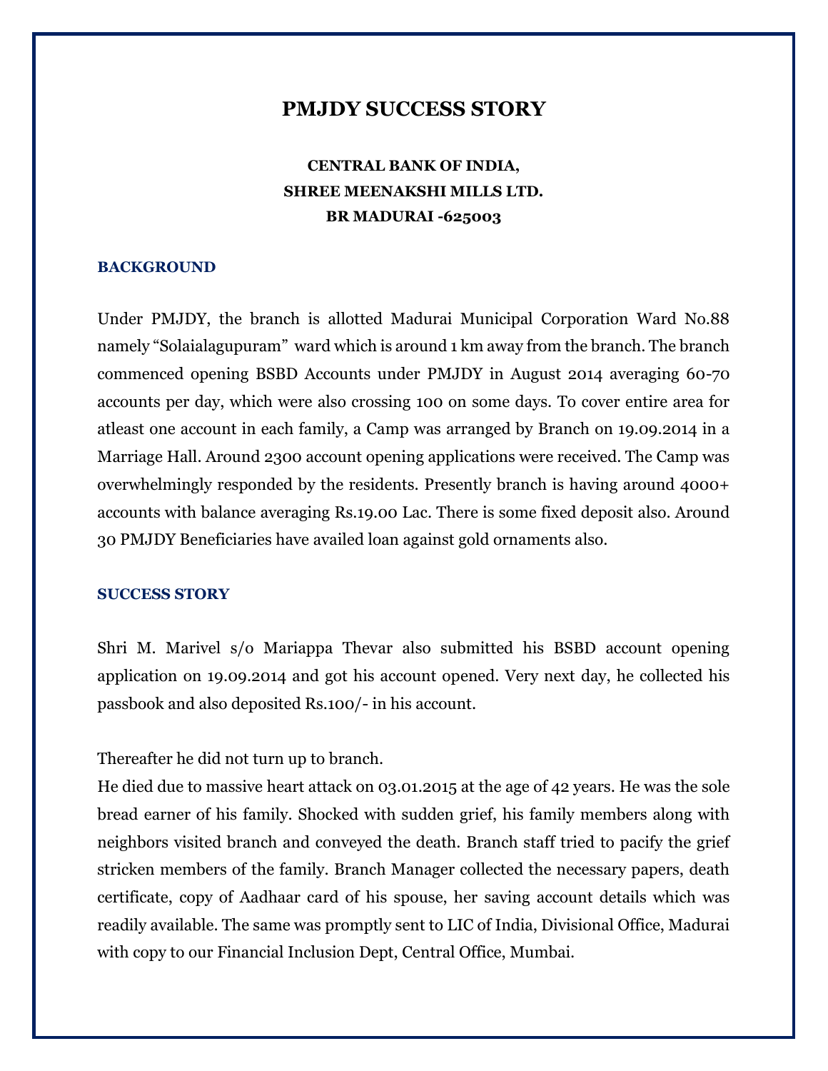# PMJDY SUCCESS STORY

**CENTRAL BANK OF INDIA,**
**SHREE MEENAKSHI MILLS LTD.**
**BR MADURAI -625003**

## BACKGROUND

Under PMJDY, the branch is allotted Madurai Municipal Corporation Ward No.88 namely "Solaialagupuram" ward which is around 1 km away from the branch. The branch commenced opening BSBD Accounts under PMJDY in August 2014 averaging 60-70 accounts per day, which were also crossing 100 on some days. To cover entire area for atleast one account in each family, a Camp was arranged by Branch on 19.09.2014 in a Marriage Hall. Around 2300 account opening applications were received. The Camp was overwhelmingly responded by the residents. Presently branch is having around 4000+ accounts with balance averaging Rs.19.00 Lac. There is some fixed deposit also. Around 30 PMJDY Beneficiaries have availed loan against gold ornaments also.

## SUCCESS STORY

Shri M. Marivel s/o Mariappa Thevar also submitted his BSBD account opening application on 19.09.2014 and got his account opened. Very next day, he collected his passbook and also deposited Rs.100/- in his account.

Thereafter he did not turn up to branch.

He died due to massive heart attack on 03.01.2015 at the age of 42 years. He was the sole bread earner of his family. Shocked with sudden grief, his family members along with neighbors visited branch and conveyed the death. Branch staff tried to pacify the grief stricken members of the family. Branch Manager collected the necessary papers, death certificate, copy of Aadhaar card of his spouse, her saving account details which was readily available. The same was promptly sent to LIC of India, Divisional Office, Madurai with copy to our Financial Inclusion Dept, Central Office, Mumbai.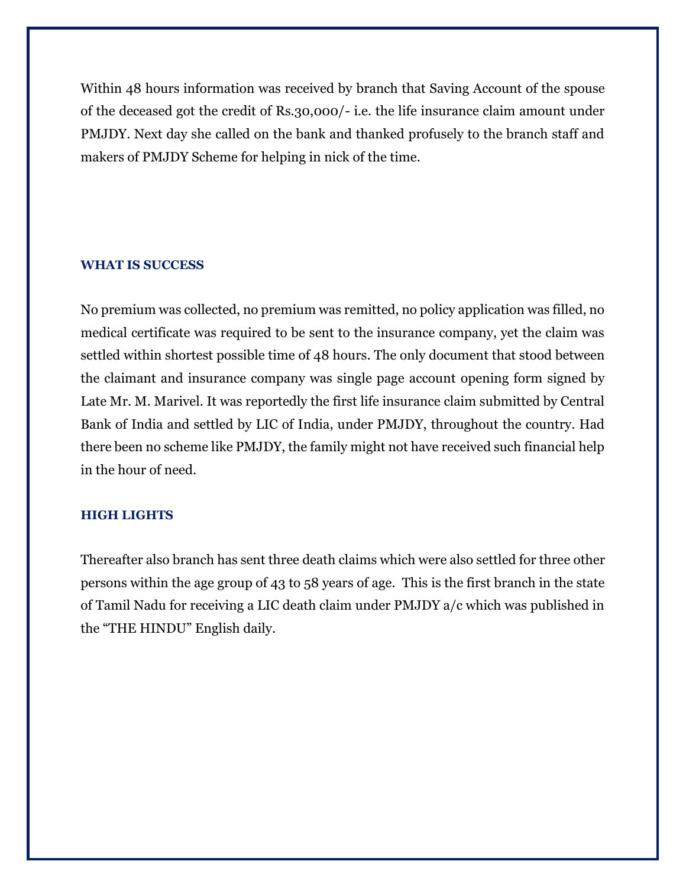Within 48 hours information was received by branch that Saving Account of the spouse of the deceased got the credit of Rs.30,000/- i.e. the life insurance claim amount under PMJDY. Next day she called on the bank and thanked profusely to the branch staff and makers of PMJDY Scheme for helping in nick of the time.

### WHAT IS SUCCESS

No premium was collected, no premium was remitted, no policy application was filled, no medical certificate was required to be sent to the insurance company, yet the claim was settled within shortest possible time of 48 hours. The only document that stood between the claimant and insurance company was single page account opening form signed by Late Mr. M. Marivel. It was reportedly the first life insurance claim submitted by Central Bank of India and settled by LIC of India, under PMJDY, throughout the country. Had there been no scheme like PMJDY, the family might not have received such financial help in the hour of need.

### HIGH LIGHTS

Thereafter also branch has sent three death claims which were also settled for three other persons within the age group of 43 to 58 years of age. This is the first branch in the state of Tamil Nadu for receiving a LIC death claim under PMJDY a/c which was published in the "THE HINDU" English daily.